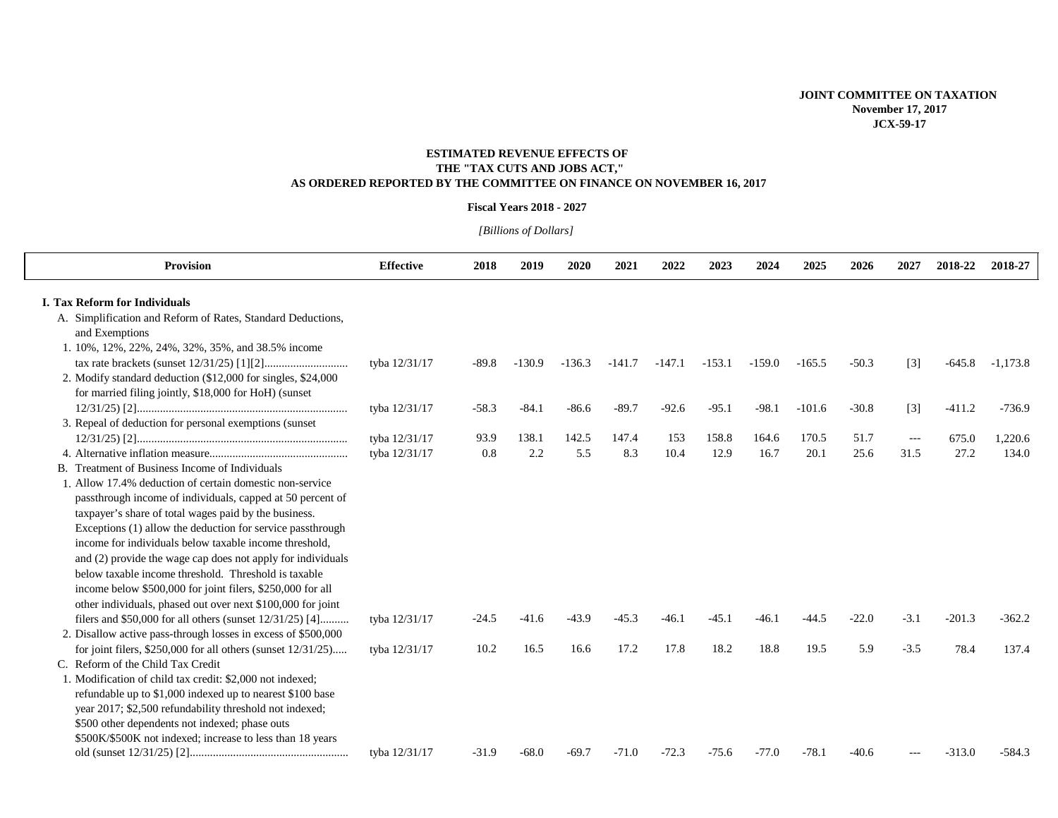JOINT COMMITTEE ON TAXATION
November 17, 2017
JCX-59-17

## ESTIMATED REVENUE EFFECTS OF THE "TAX CUTS AND JOBS ACT," AS ORDERED REPORTED BY THE COMMITTEE ON FINANCE ON NOVEMBER 16, 2017

**Fiscal Years 2018 - 2027**

*[Billions of Dollars]*

| Provision | Effective | 2018 | 2019 | 2020 | 2021 | 2022 | 2023 | 2024 | 2025 | 2026 | 2027 | 2018-22 | 2018-27 |
|---|---|---|---|---|---|---|---|---|---|---|---|---|---|
| **I. Tax Reform for Individuals** | | | | | | | | | | | | | |
| A. Simplification and Reform of Rates, Standard Deductions, and Exemptions | | | | | | | | | | | | | |
| 1. 10%, 12%, 22%, 24%, 32%, 35%, and 38.5% income tax rate brackets (sunset 12/31/25) [1][2]............................ | tyba 12/31/17 | -89.8 | -130.9 | -136.3 | -141.7 | -147.1 | -153.1 | -159.0 | -165.5 | -50.3 | [3] | -645.8 | -1,173.8 |
| 2. Modify standard deduction ($12,000 for singles, $24,000 for married filing jointly, $18,000 for HoH) (sunset 12/31/25) [2]........................................................................ | tyba 12/31/17 | -58.3 | -84.1 | -86.6 | -89.7 | -92.6 | -95.1 | -98.1 | -101.6 | -30.8 | [3] | -411.2 | -736.9 |
| 3. Repeal of deduction for personal exemptions (sunset 12/31/25) [2]........................................................................ | tyba 12/31/17 | 93.9 | 138.1 | 142.5 | 147.4 | 153 | 158.8 | 164.6 | 170.5 | 51.7 | --- | 675.0 | 1,220.6 |
| 4. Alternative inflation measure............................................... | tyba 12/31/17 | 0.8 | 2.2 | 5.5 | 8.3 | 10.4 | 12.9 | 16.7 | 20.1 | 25.6 | 31.5 | 27.2 | 134.0 |
| B. Treatment of Business Income of Individuals | | | | | | | | | | | | | |
| 1. Allow 17.4% deduction of certain domestic non-service passthrough income of individuals, capped at 50 percent of taxpayer's share of total wages paid by the business. Exceptions (1) allow the deduction for service passthrough income for individuals below taxable income threshold, and (2) provide the wage cap does not apply for individuals below taxable income threshold. Threshold is taxable income below $500,000 for joint filers, $250,000 for all other individuals, phased out over next $100,000 for joint filers and $50,000 for all others (sunset 12/31/25) [4].......... | tyba 12/31/17 | -24.5 | -41.6 | -43.9 | -45.3 | -46.1 | -45.1 | -46.1 | -44.5 | -22.0 | -3.1 | -201.3 | -362.2 |
| 2. Disallow active pass-through losses in excess of $500,000 for joint filers, $250,000 for all others (sunset 12/31/25)..... | tyba 12/31/17 | 10.2 | 16.5 | 16.6 | 17.2 | 17.8 | 18.2 | 18.8 | 19.5 | 5.9 | -3.5 | 78.4 | 137.4 |
| C. Reform of the Child Tax Credit | | | | | | | | | | | | | |
| 1. Modification of child tax credit: $2,000 not indexed; refundable up to $1,000 indexed up to nearest $100 base year 2017; $2,500 refundability threshold not indexed; $500 other dependents not indexed; phase outs $500K/$500K not indexed; increase to less than 18 years old (sunset 12/31/25) [2]...................................................... | tyba 12/31/17 | -31.9 | -68.0 | -69.7 | -71.0 | -72.3 | -75.6 | -77.0 | -78.1 | -40.6 | --- | -313.0 | -584.3 |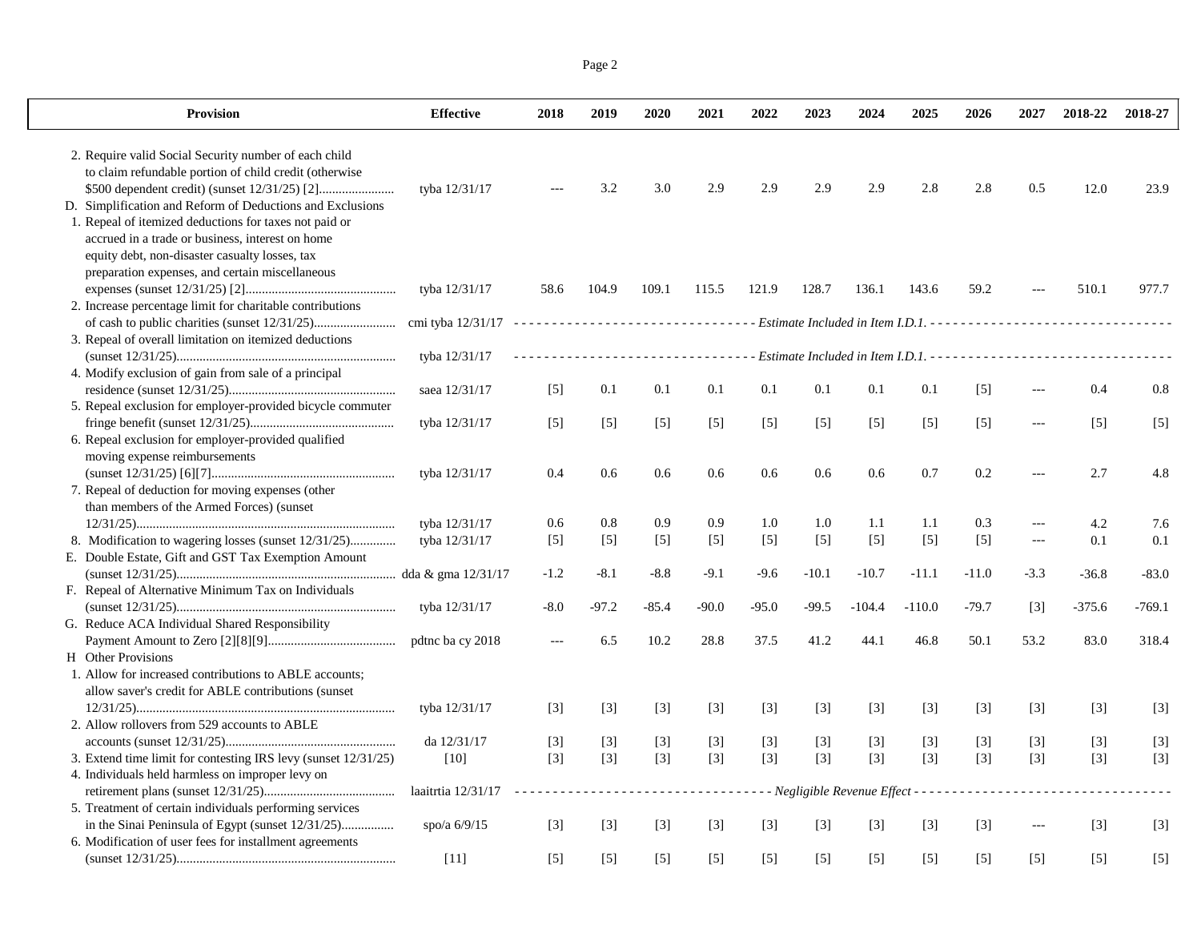| Provision | Effective | 2018 | 2019 | 2020 | 2021 | 2022 | 2023 | 2024 | 2025 | 2026 | 2027 | 2018-22 | 2018-27 |
|---|---|---|---|---|---|---|---|---|---|---|---|---|---|
| 2. Require valid Social Security number of each child to claim refundable portion of child credit (otherwise $500 dependent credit) (sunset 12/31/25) [2]...................... | tyba 12/31/17 | --- | 3.2 | 3.0 | 2.9 | 2.9 | 2.9 | 2.9 | 2.8 | 2.8 | 0.5 | 12.0 | 23.9 |
| D. Simplification and Reform of Deductions and Exclusions | | | | | | | | | | | | | |
| 1. Repeal of itemized deductions for taxes not paid or accrued in a trade or business, interest on home equity debt, non-disaster casualty losses, tax preparation expenses, and certain miscellaneous expenses (sunset 12/31/25) [2]............................................. | tyba 12/31/17 | 58.6 | 104.9 | 109.1 | 115.5 | 121.9 | 128.7 | 136.1 | 143.6 | 59.2 | --- | 510.1 | 977.7 |
| 2. Increase percentage limit for charitable contributions of cash to public charities (sunset 12/31/25)........................ | cmi tyba 12/31/17 | *Estimate Included in Item I.D.1.* | | | | | | | | | | | |
| 3. Repeal of overall limitation on itemized deductions (sunset 12/31/25)................................................................. | tyba 12/31/17 | *Estimate Included in Item I.D.1.* | | | | | | | | | | | |
| 4. Modify exclusion of gain from sale of a principal residence (sunset 12/31/25).................................................. | saea 12/31/17 | [5] | 0.1 | 0.1 | 0.1 | 0.1 | 0.1 | 0.1 | 0.1 | [5] | --- | 0.4 | 0.8 |
| 5. Repeal exclusion for employer-provided bicycle commuter fringe benefit (sunset 12/31/25)........................................... | tyba 12/31/17 | [5] | [5] | [5] | [5] | [5] | [5] | [5] | [5] | [5] | --- | [5] | [5] |
| 6. Repeal exclusion for employer-provided qualified moving expense reimbursements (sunset 12/31/25) [6][7]....................................................... | tyba 12/31/17 | 0.4 | 0.6 | 0.6 | 0.6 | 0.6 | 0.6 | 0.6 | 0.7 | 0.2 | --- | 2.7 | 4.8 |
| 7. Repeal of deduction for moving expenses (other than members of the Armed Forces) (sunset 12/31/25)............................................................................. | tyba 12/31/17 | 0.6 | 0.8 | 0.9 | 0.9 | 1.0 | 1.0 | 1.1 | 1.1 | 0.3 | --- | 4.2 | 7.6 |
| 8. Modification to wagering losses (sunset 12/31/25)............. | tyba 12/31/17 | [5] | [5] | [5] | [5] | [5] | [5] | [5] | [5] | [5] | --- | 0.1 | 0.1 |
| E. Double Estate, Gift and GST Tax Exemption Amount (sunset 12/31/25)................................................................. | dda & gma 12/31/17 | -1.2 | -8.1 | -8.8 | -9.1 | -9.6 | -10.1 | -10.7 | -11.1 | -11.0 | -3.3 | -36.8 | -83.0 |
| F. Repeal of Alternative Minimum Tax on Individuals (sunset 12/31/25)................................................................. | tyba 12/31/17 | -8.0 | -97.2 | -85.4 | -90.0 | -95.0 | -99.5 | -104.4 | -110.0 | -79.7 | [3] | -375.6 | -769.1 |
| G. Reduce ACA Individual Shared Responsibility Payment Amount to Zero [2][8][9]...................................... | pdtnc ba cy 2018 | --- | 6.5 | 10.2 | 28.8 | 37.5 | 41.2 | 44.1 | 46.8 | 50.1 | 53.2 | 83.0 | 318.4 |
| H Other Provisions | | | | | | | | | | | | | |
| 1. Allow for increased contributions to ABLE accounts; allow saver's credit for ABLE contributions (sunset 12/31/25)............................................................................. | tyba 12/31/17 | [3] | [3] | [3] | [3] | [3] | [3] | [3] | [3] | [3] | [3] | [3] | [3] |
| 2. Allow rollovers from 529 accounts to ABLE accounts (sunset 12/31/25)................................................... | da 12/31/17 | [3] | [3] | [3] | [3] | [3] | [3] | [3] | [3] | [3] | [3] | [3] | [3] |
| 3. Extend time limit for contesting IRS levy (sunset 12/31/25) | [10] | [3] | [3] | [3] | [3] | [3] | [3] | [3] | [3] | [3] | [3] | [3] | [3] |
| 4. Individuals held harmless on improper levy on retirement plans (sunset 12/31/25)....................................... | laaitrtia 12/31/17 | *Negligible Revenue Effect* | | | | | | | | | | | |
| 5. Treatment of certain individuals performing services in the Sinai Peninsula of Egypt (sunset 12/31/25)................ | spo/a 6/9/15 | [3] | [3] | [3] | [3] | [3] | [3] | [3] | [3] | [3] | --- | [3] | [3] |
| 6. Modification of user fees for installment agreements (sunset 12/31/25)................................................................. | [11] | [5] | [5] | [5] | [5] | [5] | [5] | [5] | [5] | [5] | [5] | [5] | [5] |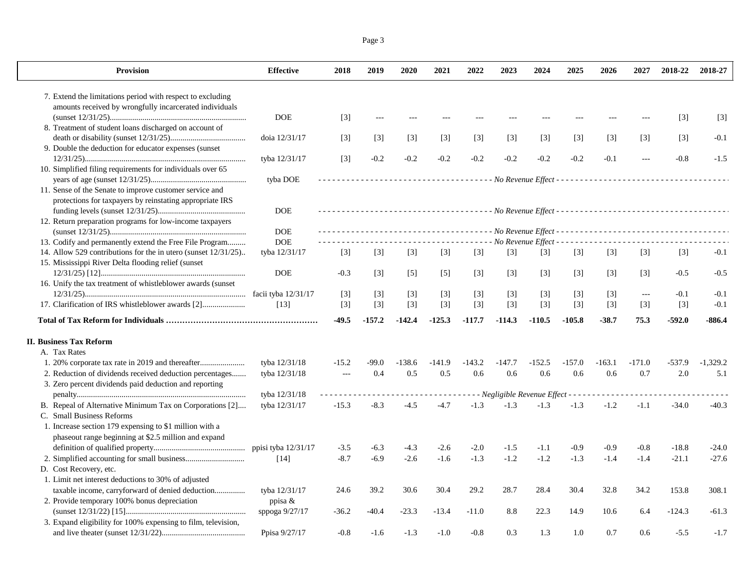| Provision | Effective | 2018 | 2019 | 2020 | 2021 | 2022 | 2023 | 2024 | 2025 | 2026 | 2027 | 2018-22 | 2018-27 |
|---|---|---|---|---|---|---|---|---|---|---|---|---|---|
| 7. Extend the limitations period with respect to excluding amounts received by wrongfully incarcerated individuals (sunset 12/31/25) | DOE | [3] | --- | --- | --- | --- | --- | --- | --- | --- | --- | [3] | [3] |
| 8. Treatment of student loans discharged on account of death or disability (sunset 12/31/25) | doia 12/31/17 | [3] | [3] | [3] | [3] | [3] | [3] | [3] | [3] | [3] | [3] | [3] | -0.1 |
| 9. Double the deduction for educator expenses (sunset 12/31/25) | tyba 12/31/17 | [3] | -0.2 | -0.2 | -0.2 | -0.2 | -0.2 | -0.2 | -0.2 | -0.1 | --- | -0.8 | -1.5 |
| 10. Simplified filing requirements for individuals over 65 years of age (sunset 12/31/25) | tyba DOE | *No Revenue Effect* | | | | | | | | | | | |
| 11. Sense of the Senate to improve customer service and protections for taxpayers by reinstating appropriate IRS funding levels (sunset 12/31/25) | DOE | *No Revenue Effect* | | | | | | | | | | | |
| 12. Return preparation programs for low-income taxpayers (sunset 12/31/25) | DOE | *No Revenue Effect* | | | | | | | | | | | |
| 13. Codify and permanently extend the Free File Program | DOE | *No Revenue Effect* | | | | | | | | | | | |
| 14. Allow 529 contributions for the in utero (sunset 12/31/25) | tyba 12/31/17 | [3] | [3] | [3] | [3] | [3] | [3] | [3] | [3] | [3] | [3] | [3] | -0.1 |
| 15. Mississippi River Delta flooding relief (sunset 12/31/25) [12] | DOE | -0.3 | [3] | [5] | [5] | [3] | [3] | [3] | [3] | [3] | [3] | -0.5 | -0.5 |
| 16. Unify the tax treatment of whistleblower awards (sunset 12/31/25) | facii tyba 12/31/17 | [3] | [3] | [3] | [3] | [3] | [3] | [3] | [3] | [3] | --- | -0.1 | -0.1 |
| 17. Clarification of IRS whistleblower awards [2] | [13] | [3] | [3] | [3] | [3] | [3] | [3] | [3] | [3] | [3] | [3] | [3] | -0.1 |
| **Total of Tax Reform for Individuals** | | **-49.5** | **-157.2** | **-142.4** | **-125.3** | **-117.7** | **-114.3** | **-110.5** | **-105.8** | **-38.7** | **75.3** | **-592.0** | **-886.4** |
| **II. Business Tax Reform** | | | | | | | | | | | | | |
| A. Tax Rates | | | | | | | | | | | | | |
| 1. 20% corporate tax rate in 2019 and thereafter | tyba 12/31/18 | -15.2 | -99.0 | -138.6 | -141.9 | -143.2 | -147.7 | -152.5 | -157.0 | -163.1 | -171.0 | -537.9 | -1,329.2 |
| 2. Reduction of dividends received deduction percentages | tyba 12/31/18 | --- | 0.4 | 0.5 | 0.5 | 0.6 | 0.6 | 0.6 | 0.6 | 0.6 | 0.7 | 2.0 | 5.1 |
| 3. Zero percent dividends paid deduction and reporting penalty | tyba 12/31/18 | *Negligible Revenue Effect* | | | | | | | | | | | |
| B. Repeal of Alternative Minimum Tax on Corporations [2] | tyba 12/31/17 | -15.3 | -8.3 | -4.5 | -4.7 | -1.3 | -1.3 | -1.3 | -1.3 | -1.2 | -1.1 | -34.0 | -40.3 |
| C. Small Business Reforms | | | | | | | | | | | | | |
| 1. Increase section 179 expensing to $1 million with a phaseout range beginning at $2.5 million and expand definition of qualified property | ppisi tyba 12/31/17 | -3.5 | -6.3 | -4.3 | -2.6 | -2.0 | -1.5 | -1.1 | -0.9 | -0.9 | -0.8 | -18.8 | -24.0 |
| 2. Simplified accounting for small business | [14] | -8.7 | -6.9 | -2.6 | -1.6 | -1.3 | -1.2 | -1.2 | -1.3 | -1.4 | -1.4 | -21.1 | -27.6 |
| D. Cost Recovery, etc. | | | | | | | | | | | | | |
| 1. Limit net interest deductions to 30% of adjusted taxable income, carryforward of denied deduction | tyba 12/31/17 | 24.6 | 39.2 | 30.6 | 30.4 | 29.2 | 28.7 | 28.4 | 30.4 | 32.8 | 34.2 | 153.8 | 308.1 |
| 2. Provide temporary 100% bonus depreciation (sunset 12/31/22) [15] | ppisa & sppoga 9/27/17 | -36.2 | -40.4 | -23.3 | -13.4 | -11.0 | 8.8 | 22.3 | 14.9 | 10.6 | 6.4 | -124.3 | -61.3 |
| 3. Expand eligibility for 100% expensing to film, television, and live theater (sunset 12/31/22) | Ppisa 9/27/17 | -0.8 | -1.6 | -1.3 | -1.0 | -0.8 | 0.3 | 1.3 | 1.0 | 0.7 | 0.6 | -5.5 | -1.7 |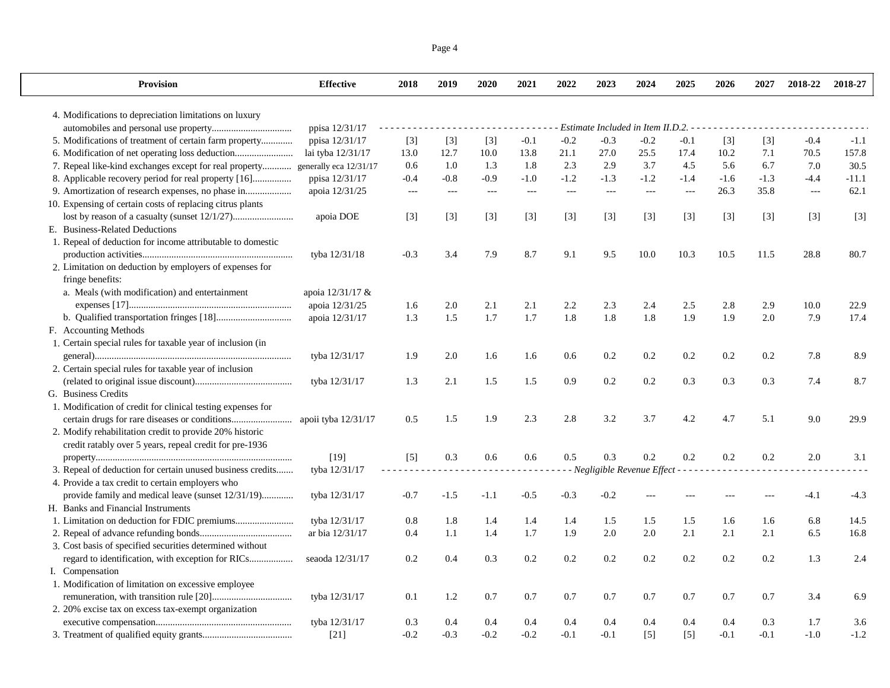| Provision | Effective | 2018 | 2019 | 2020 | 2021 | 2022 | 2023 | 2024 | 2025 | 2026 | 2027 | 2018-22 | 2018-27 |
|---|---|---|---|---|---|---|---|---|---|---|---|---|---|
| 4. Modifications to depreciation limitations on luxury automobiles and personal use property................................ | ppisa 12/31/17 | *Estimate Included in Item II.D.2.* | | | | | | | | | | | |
| 5. Modifications of treatment of certain farm property............ | ppisa 12/31/17 | [3] | [3] | [3] | -0.1 | -0.2 | -0.3 | -0.2 | -0.1 | [3] | [3] | -0.4 | -1.1 |
| 6. Modification of net operating loss deduction........................ | lai tyba 12/31/17 | 13.0 | 12.7 | 10.0 | 13.8 | 21.1 | 27.0 | 25.5 | 17.4 | 10.2 | 7.1 | 70.5 | 157.8 |
| 7. Repeal like-kind exchanges except for real property........... | generally eca 12/31/17 | 0.6 | 1.0 | 1.3 | 1.8 | 2.3 | 2.9 | 3.7 | 4.5 | 5.6 | 6.7 | 7.0 | 30.5 |
| 8. Applicable recovery period for real property [16]................ | ppisa 12/31/17 | -0.4 | -0.8 | -0.9 | -1.0 | -1.2 | -1.3 | -1.2 | -1.4 | -1.6 | -1.3 | -4.4 | -11.1 |
| 9. Amortization of research expenses, no phase in.................. | apoia 12/31/25 | --- | --- | --- | --- | --- | --- | --- | --- | 26.3 | 35.8 | --- | 62.1 |
| 10. Expensing of certain costs of replacing citrus plants lost by reason of a casualty (sunset 12/1/27)......................... | apoia DOE | [3] | [3] | [3] | [3] | [3] | [3] | [3] | [3] | [3] | [3] | [3] | [3] |
| E. Business-Related Deductions | | | | | | | | | | | | | |
| 1. Repeal of deduction for income attributable to domestic production activities............................................................ | tyba 12/31/18 | -0.3 | 3.4 | 7.9 | 8.7 | 9.1 | 9.5 | 10.0 | 10.3 | 10.5 | 11.5 | 28.8 | 80.7 |
| 2. Limitation on deduction by employers of expenses for fringe benefits: | | | | | | | | | | | | | |
| a. Meals (with modification) and entertainment expenses [17].................................................................. | apoia 12/31/17 & apoia 12/31/25 | 1.6 | 2.0 | 2.1 | 2.1 | 2.2 | 2.3 | 2.4 | 2.5 | 2.8 | 2.9 | 10.0 | 22.9 |
| b. Qualified transportation fringes [18].............................. | apoia 12/31/17 | 1.3 | 1.5 | 1.7 | 1.7 | 1.8 | 1.8 | 1.8 | 1.9 | 1.9 | 2.0 | 7.9 | 17.4 |
| F. Accounting Methods | | | | | | | | | | | | | |
| 1. Certain special rules for taxable year of inclusion (in general)................................................................................ | tyba 12/31/17 | 1.9 | 2.0 | 1.6 | 1.6 | 0.6 | 0.2 | 0.2 | 0.2 | 0.2 | 0.2 | 7.8 | 8.9 |
| 2. Certain special rules for taxable year of inclusion (related to original issue discount)........................................ | tyba 12/31/17 | 1.3 | 2.1 | 1.5 | 1.5 | 0.9 | 0.2 | 0.2 | 0.3 | 0.3 | 0.3 | 7.4 | 8.7 |
| G. Business Credits | | | | | | | | | | | | | |
| 1. Modification of credit for clinical testing expenses for certain drugs for rare diseases or conditions......................... | apoii tyba 12/31/17 | 0.5 | 1.5 | 1.9 | 2.3 | 2.8 | 3.2 | 3.7 | 4.2 | 4.7 | 5.1 | 9.0 | 29.9 |
| 2. Modify rehabilitation credit to provide 20% historic credit ratably over 5 years, repeal credit for pre-1936 property................................................................................ | [19] | [5] | 0.3 | 0.6 | 0.6 | 0.5 | 0.3 | 0.2 | 0.2 | 0.2 | 0.2 | 2.0 | 3.1 |
| 3. Repeal of deduction for certain unused business credits....... | tyba 12/31/17 | *Negligible Revenue Effect* | | | | | | | | | | | |
| 4. Provide a tax credit to certain employers who provide family and medical leave (sunset 12/31/19)............ | tyba 12/31/17 | -0.7 | -1.5 | -1.1 | -0.5 | -0.3 | -0.2 | --- | --- | --- | --- | -4.1 | -4.3 |
| H. Banks and Financial Instruments | | | | | | | | | | | | | |
| 1. Limitation on deduction for FDIC premiums........................ | tyba 12/31/17 | 0.8 | 1.8 | 1.4 | 1.4 | 1.4 | 1.5 | 1.5 | 1.5 | 1.6 | 1.6 | 6.8 | 14.5 |
| 2. Repeal of advance refunding bonds...................................... | ar bia 12/31/17 | 0.4 | 1.1 | 1.4 | 1.7 | 1.9 | 2.0 | 2.0 | 2.1 | 2.1 | 2.1 | 6.5 | 16.8 |
| 3. Cost basis of specified securities determined without regard to identification, with exception for RICs................. | seaoda 12/31/17 | 0.2 | 0.4 | 0.3 | 0.2 | 0.2 | 0.2 | 0.2 | 0.2 | 0.2 | 0.2 | 1.3 | 2.4 |
| I. Compensation | | | | | | | | | | | | | |
| 1. Modification of limitation on excessive employee remuneration, with transition rule [20]................................ | tyba 12/31/17 | 0.1 | 1.2 | 0.7 | 0.7 | 0.7 | 0.7 | 0.7 | 0.7 | 0.7 | 0.7 | 3.4 | 6.9 |
| 2. 20% excise tax on excess tax-exempt organization executive compensation........................................................ | tyba 12/31/17 | 0.3 | 0.4 | 0.4 | 0.4 | 0.4 | 0.4 | 0.4 | 0.4 | 0.4 | 0.3 | 1.7 | 3.6 |
| 3. Treatment of qualified equity grants.................................... | [21] | -0.2 | -0.3 | -0.2 | -0.2 | -0.1 | -0.1 | [5] | [5] | -0.1 | -0.1 | -1.0 | -1.2 |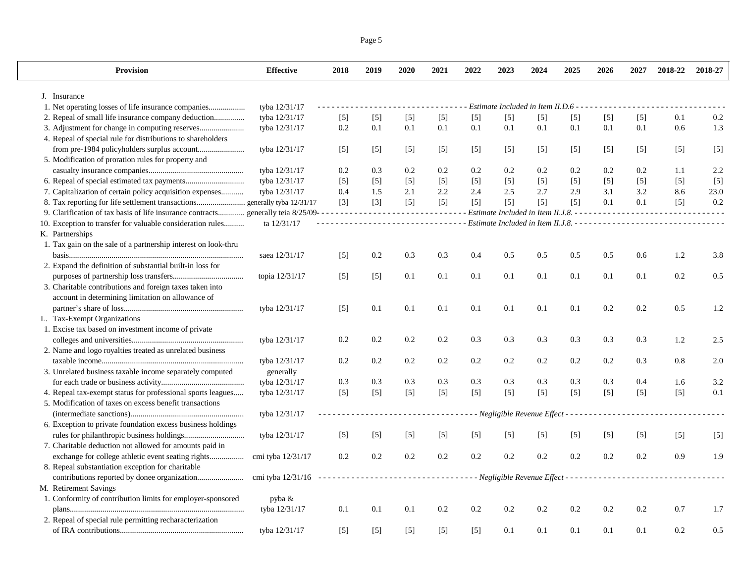| Provision | Effective | 2018 | 2019 | 2020 | 2021 | 2022 | 2023 | 2024 | 2025 | 2026 | 2027 | 2018-22 | 2018-27 |
|---|---|---|---|---|---|---|---|---|---|---|---|---|---|
| J. Insurance | | | | | | | | | | | | | |
| 1. Net operating losses of life insurance companies.................. | tyba 12/31/17 | - - - - - - - - - - - - - - - - - - - - - - - - - - - - - - - *Estimate Included in Item II.D.6* - - - - - - - - - - - - - - - - - - - - - - - - - - - - - - - | | | | | | | | | | | |
| 2. Repeal of small life insurance company deduction............... | tyba 12/31/17 | [5] | [5] | [5] | [5] | [5] | [5] | [5] | [5] | [5] | [5] | 0.1 | 0.2 |
| 3. Adjustment for change in computing reserves...................... | tyba 12/31/17 | 0.2 | 0.1 | 0.1 | 0.1 | 0.1 | 0.1 | 0.1 | 0.1 | 0.1 | 0.1 | 0.6 | 1.3 |
| 4. Repeal of special rule for distributions to shareholders from pre-1984 policyholders surplus account....................... | tyba 12/31/17 | [5] | [5] | [5] | [5] | [5] | [5] | [5] | [5] | [5] | [5] | [5] | [5] |
| 5. Modification of proration rules for property and casualty insurance companies............................................... | tyba 12/31/17 | 0.2 | 0.3 | 0.2 | 0.2 | 0.2 | 0.2 | 0.2 | 0.2 | 0.2 | 0.2 | 1.1 | 2.2 |
| 6. Repeal of special estimated tax payments............................ | tyba 12/31/17 | [5] | [5] | [5] | [5] | [5] | [5] | [5] | [5] | [5] | [5] | [5] | [5] |
| 7. Capitalization of certain policy acquisition expenses........... | tyba 12/31/17 | 0.4 | 1.5 | 2.1 | 2.2 | 2.4 | 2.5 | 2.7 | 2.9 | 3.1 | 3.2 | 8.6 | 23.0 |
| 8. Tax reporting for life settlement transactions........................ | generally tyba 12/31/17 | [3] | [3] | [5] | [5] | [5] | [5] | [5] | [5] | 0.1 | 0.1 | [5] | 0.2 |
| 9. Clarification of tax basis of life insurance contracts............ | generally teia 8/25/09 | - - - - - - - - - - - - - - - - - - - - - - - - - - - - - - - *Estimate Included in Item II.J.8.* - - - - - - - - - - - - - - - - - - - - - - - - - - - - - - - | | | | | | | | | | | |
| 10. Exception to transfer for valuable consideration rules.......... | ta 12/31/17 | - - - - - - - - - - - - - - - - - - - - - - - - - - - - - - - *Estimate Included in Item II.J.8.* - - - - - - - - - - - - - - - - - - - - - - - - - - - - - - - | | | | | | | | | | | |
| K. Partnerships | | | | | | | | | | | | | |
| 1. Tax gain on the sale of a partnership interest on look-thru basis...................................................................................... | saea 12/31/17 | [5] | 0.2 | 0.3 | 0.3 | 0.4 | 0.5 | 0.5 | 0.5 | 0.5 | 0.6 | 1.2 | 3.8 |
| 2. Expand the definition of substantial built-in loss for purposes of partnership loss transfers................................... | topia 12/31/17 | [5] | [5] | 0.1 | 0.1 | 0.1 | 0.1 | 0.1 | 0.1 | 0.1 | 0.1 | 0.2 | 0.5 |
| 3. Charitable contributions and foreign taxes taken into account in determining limitation on allowance of partner's share of loss........................................................... | tyba 12/31/17 | [5] | 0.1 | 0.1 | 0.1 | 0.1 | 0.1 | 0.1 | 0.1 | 0.2 | 0.2 | 0.5 | 1.2 |
| L. Tax-Exempt Organizations | | | | | | | | | | | | | |
| 1. Excise tax based on investment income of private colleges and universities...................................................... | tyba 12/31/17 | 0.2 | 0.2 | 0.2 | 0.2 | 0.3 | 0.3 | 0.3 | 0.3 | 0.3 | 0.3 | 1.2 | 2.5 |
| 2. Name and logo royalties treated as unrelated business taxable income...................................................................... | tyba 12/31/17 | 0.2 | 0.2 | 0.2 | 0.2 | 0.2 | 0.2 | 0.2 | 0.2 | 0.2 | 0.3 | 0.8 | 2.0 |
| 3. Unrelated business taxable income separately computed for each trade or business activity......................................... | generally tyba 12/31/17 | 0.3 | 0.3 | 0.3 | 0.3 | 0.3 | 0.3 | 0.3 | 0.3 | 0.3 | 0.4 | 1.6 | 3.2 |
| 4. Repeal tax-exempt status for professional sports leagues..... | tyba 12/31/17 | [5] | [5] | [5] | [5] | [5] | [5] | [5] | [5] | [5] | [5] | [5] | 0.1 |
| 5. Modification of taxes on excess benefit transactions (intermediate sanctions)........................................................ | tyba 12/31/17 | - - - - - - - - - - - - - - - - - - - - - - - - - - - - - - - - - *Negligible Revenue Effect* - - - - - - - - - - - - - - - - - - - - - - - - - - - - - - - - - | | | | | | | | | | | |
| 6. Exception to private foundation excess business holdings rules for philanthropic business holdings.............................. | tyba 12/31/17 | [5] | [5] | [5] | [5] | [5] | [5] | [5] | [5] | [5] | [5] | [5] | [5] |
| 7. Charitable deduction not allowed for amounts paid in exchange for college athletic event seating rights................. | cmi tyba 12/31/17 | 0.2 | 0.2 | 0.2 | 0.2 | 0.2 | 0.2 | 0.2 | 0.2 | 0.2 | 0.2 | 0.9 | 1.9 |
| 8. Repeal substantiation exception for charitable contributions reported by donee organization....................... | cmi tyba 12/31/16 | - - - - - - - - - - - - - - - - - - - - - - - - - - - - - - - - - *Negligible Revenue Effect* - - - - - - - - - - - - - - - - - - - - - - - - - - - - - - - - - | | | | | | | | | | | |
| M. Retirement Savings | | | | | | | | | | | | | |
| 1. Conformity of contribution limits for employer-sponsored plans...................................................................................... | pyba & tyba 12/31/17 | 0.1 | 0.1 | 0.1 | 0.2 | 0.2 | 0.2 | 0.2 | 0.2 | 0.2 | 0.2 | 0.7 | 1.7 |
| 2. Repeal of special rule permitting recharacterization of IRA contributions............................................................ | tyba 12/31/17 | [5] | [5] | [5] | [5] | [5] | 0.1 | 0.1 | 0.1 | 0.1 | 0.1 | 0.2 | 0.5 |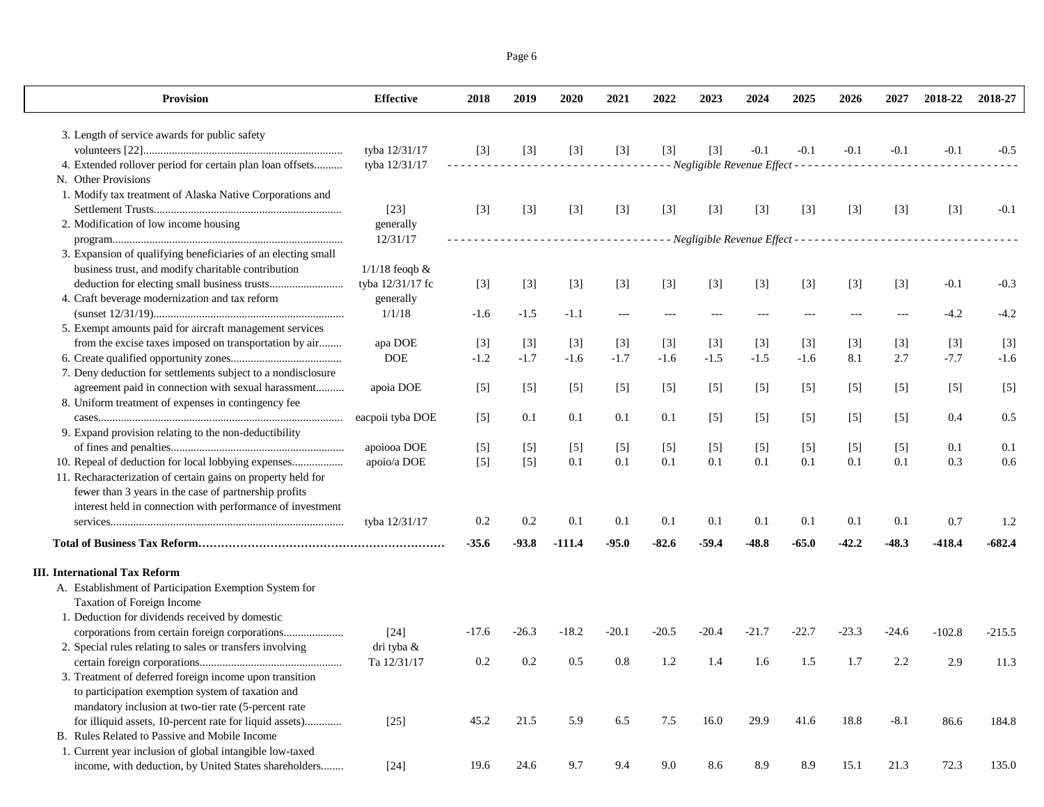| Provision | Effective | 2018 | 2019 | 2020 | 2021 | 2022 | 2023 | 2024 | 2025 | 2026 | 2027 | 2018-22 | 2018-27 |
|---|---|---|---|---|---|---|---|---|---|---|---|---|---|
| 3. Length of service awards for public safety volunteers [22] | tyba 12/31/17 | [3] | [3] | [3] | [3] | [3] | [3] | -0.1 | -0.1 | -0.1 | -0.1 | -0.1 | -0.5 |
| 4. Extended rollover period for certain plan loan offsets | tyba 12/31/17 | *Negligible Revenue Effect* | | | | | | | | | | | |
| N. Other Provisions | | | | | | | | | | | | | |
| 1. Modify tax treatment of Alaska Native Corporations and Settlement Trusts | [23] | [3] | [3] | [3] | [3] | [3] | [3] | [3] | [3] | [3] | [3] | [3] | -0.1 |
| 2. Modification of low income housing program | generally 12/31/17 | *Negligible Revenue Effect* | | | | | | | | | | | |
| 3. Expansion of qualifying beneficiaries of an electing small business trust, and modify charitable contribution deduction for electing small business trusts | 1/1/18 feoqb & tyba 12/31/17 fc | [3] | [3] | [3] | [3] | [3] | [3] | [3] | [3] | [3] | [3] | -0.1 | -0.3 |
| 4. Craft beverage modernization and tax reform (sunset 12/31/19) | generally 1/1/18 | -1.6 | -1.5 | -1.1 | --- | --- | --- | --- | --- | --- | --- | -4.2 | -4.2 |
| 5. Exempt amounts paid for aircraft management services from the excise taxes imposed on transportation by air | apa DOE | [3] | [3] | [3] | [3] | [3] | [3] | [3] | [3] | [3] | [3] | [3] | [3] |
| 6. Create qualified opportunity zones | DOE | -1.2 | -1.7 | -1.6 | -1.7 | -1.6 | -1.5 | -1.5 | -1.6 | 8.1 | 2.7 | -7.7 | -1.6 |
| 7. Deny deduction for settlements subject to a nondisclosure agreement paid in connection with sexual harassment | apoia DOE | [5] | [5] | [5] | [5] | [5] | [5] | [5] | [5] | [5] | [5] | [5] | [5] |
| 8. Uniform treatment of expenses in contingency fee cases | eacpoii tyba DOE | [5] | 0.1 | 0.1 | 0.1 | 0.1 | [5] | [5] | [5] | [5] | [5] | 0.4 | 0.5 |
| 9. Expand provision relating to the non-deductibility of fines and penalties | apoiooa DOE | [5] | [5] | [5] | [5] | [5] | [5] | [5] | [5] | [5] | [5] | 0.1 | 0.1 |
| 10. Repeal of deduction for local lobbying expenses | apoio/a DOE | [5] | [5] | 0.1 | 0.1 | 0.1 | 0.1 | 0.1 | 0.1 | 0.1 | 0.1 | 0.3 | 0.6 |
| 11. Recharacterization of certain gains on property held for fewer than 3 years in the case of partnership profits interest held in connection with performance of investment services | tyba 12/31/17 | 0.2 | 0.2 | 0.1 | 0.1 | 0.1 | 0.1 | 0.1 | 0.1 | 0.1 | 0.1 | 0.7 | 1.2 |
| **Total of Business Tax Reform** | | **-35.6** | **-93.8** | **-111.4** | **-95.0** | **-82.6** | **-59.4** | **-48.8** | **-65.0** | **-42.2** | **-48.3** | **-418.4** | **-682.4** |
| **III. International Tax Reform** | | | | | | | | | | | | | |
| A. Establishment of Participation Exemption System for Taxation of Foreign Income | | | | | | | | | | | | | |
| 1. Deduction for dividends received by domestic corporations from certain foreign corporations | [24] | -17.6 | -26.3 | -18.2 | -20.1 | -20.5 | -20.4 | -21.7 | -22.7 | -23.3 | -24.6 | -102.8 | -215.5 |
| 2. Special rules relating to sales or transfers involving certain foreign corporations | dri tyba & Ta 12/31/17 | 0.2 | 0.2 | 0.5 | 0.8 | 1.2 | 1.4 | 1.6 | 1.5 | 1.7 | 2.2 | 2.9 | 11.3 |
| 3. Treatment of deferred foreign income upon transition to participation exemption system of taxation and mandatory inclusion at two-tier rate (5-percent rate for illiquid assets, 10-percent rate for liquid assets) | [25] | 45.2 | 21.5 | 5.9 | 6.5 | 7.5 | 16.0 | 29.9 | 41.6 | 18.8 | -8.1 | 86.6 | 184.8 |
| B. Rules Related to Passive and Mobile Income | | | | | | | | | | | | | |
| 1. Current year inclusion of global intangible low-taxed income, with deduction, by United States shareholders | [24] | 19.6 | 24.6 | 9.7 | 9.4 | 9.0 | 8.6 | 8.9 | 8.9 | 15.1 | 21.3 | 72.3 | 135.0 |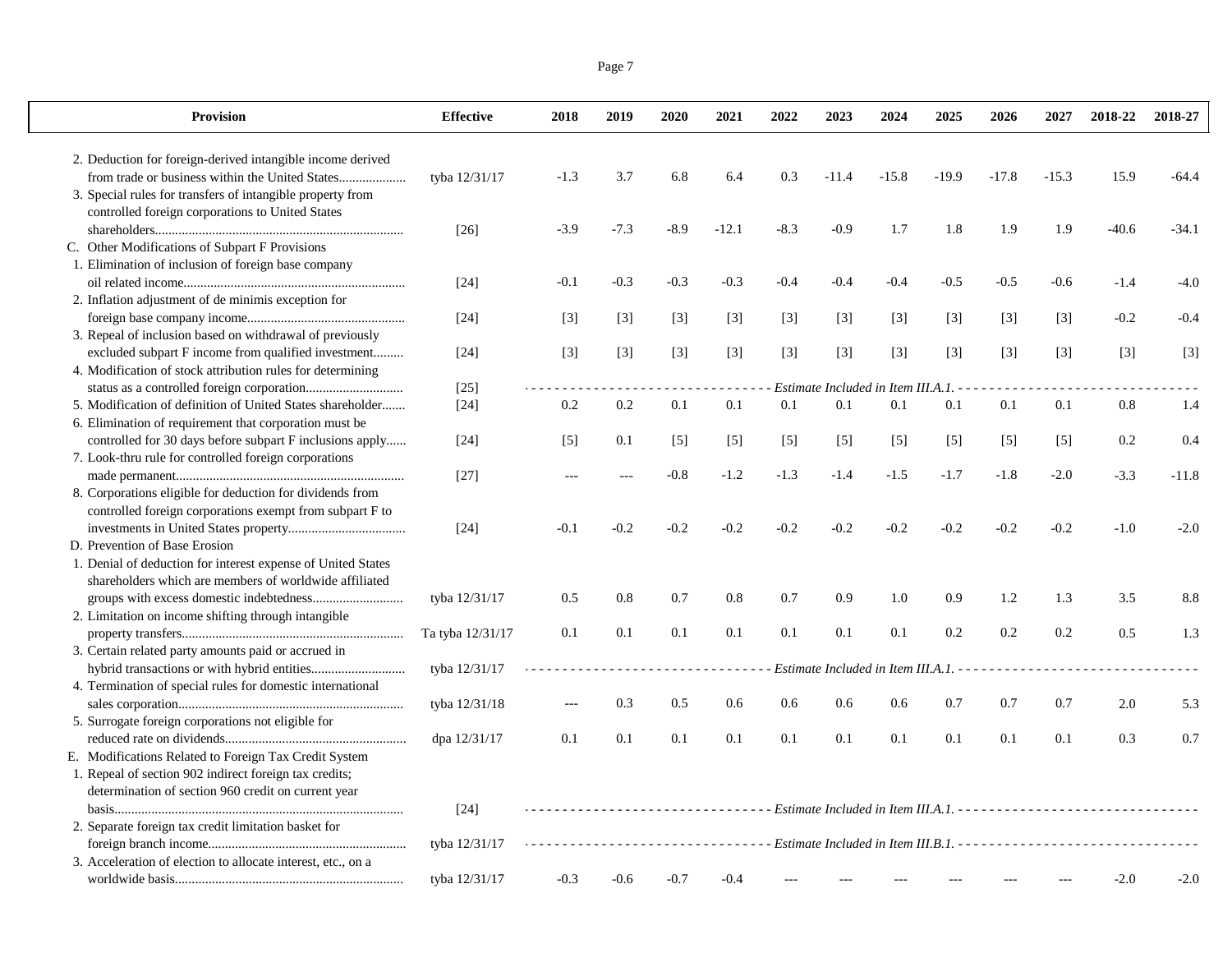| Provision | Effective | 2018 | 2019 | 2020 | 2021 | 2022 | 2023 | 2024 | 2025 | 2026 | 2027 | 2018-22 | 2018-27 |
|---|---|---|---|---|---|---|---|---|---|---|---|---|---|
| 2. Deduction for foreign-derived intangible income derived from trade or business within the United States.................... | tyba 12/31/17 | -1.3 | 3.7 | 6.8 | 6.4 | 0.3 | -11.4 | -15.8 | -19.9 | -17.8 | -15.3 | 15.9 | -64.4 |
| 3. Special rules for transfers of intangible property from controlled foreign corporations to United States shareholders.......................................................................... | [26] | -3.9 | -7.3 | -8.9 | -12.1 | -8.3 | -0.9 | 1.7 | 1.8 | 1.9 | 1.9 | -40.6 | -34.1 |
| C. Other Modifications of Subpart F Provisions | | | | | | | | | | | | | |
| 1. Elimination of inclusion of foreign base company oil related income.................................................................. | [24] | -0.1 | -0.3 | -0.3 | -0.3 | -0.4 | -0.4 | -0.4 | -0.5 | -0.5 | -0.6 | -1.4 | -4.0 |
| 2. Inflation adjustment of de minimis exception for foreign base company income............................................... | [24] | [3] | [3] | [3] | [3] | [3] | [3] | [3] | [3] | [3] | [3] | -0.2 | -0.4 |
| 3. Repeal of inclusion based on withdrawal of previously excluded subpart F income from qualified investment......... | [24] | [3] | [3] | [3] | [3] | [3] | [3] | [3] | [3] | [3] | [3] | [3] | [3] |
| 4. Modification of stock attribution rules for determining status as a controlled foreign corporation............................. | [25] | *Estimate Included in Item III.A.1.* | | | | | | | | | | | |
| 5. Modification of definition of United States shareholder....... | [24] | 0.2 | 0.2 | 0.1 | 0.1 | 0.1 | 0.1 | 0.1 | 0.1 | 0.1 | 0.1 | 0.8 | 1.4 |
| 6. Elimination of requirement that corporation must be controlled for 30 days before subpart F inclusions apply...... | [24] | [5] | 0.1 | [5] | [5] | [5] | [5] | [5] | [5] | [5] | [5] | 0.2 | 0.4 |
| 7. Look-thru rule for controlled foreign corporations made permanent.................................................................... | [27] | --- | --- | -0.8 | -1.2 | -1.3 | -1.4 | -1.5 | -1.7 | -1.8 | -2.0 | -3.3 | -11.8 |
| 8. Corporations eligible for deduction for dividends from controlled foreign corporations exempt from subpart F to investments in United States property.................................. | [24] | -0.1 | -0.2 | -0.2 | -0.2 | -0.2 | -0.2 | -0.2 | -0.2 | -0.2 | -0.2 | -1.0 | -2.0 |
| D. Prevention of Base Erosion | | | | | | | | | | | | | |
| 1. Denial of deduction for interest expense of United States shareholders which are members of worldwide affiliated groups with excess domestic indebtedness........................... | tyba 12/31/17 | 0.5 | 0.8 | 0.7 | 0.8 | 0.7 | 0.9 | 1.0 | 0.9 | 1.2 | 1.3 | 3.5 | 8.8 |
| 2. Limitation on income shifting through intangible property transfers................................................................. | Ta tyba 12/31/17 | 0.1 | 0.1 | 0.1 | 0.1 | 0.1 | 0.1 | 0.1 | 0.2 | 0.2 | 0.2 | 0.5 | 1.3 |
| 3. Certain related party amounts paid or accrued in hybrid transactions or with hybrid entities........................... | tyba 12/31/17 | *Estimate Included in Item III.A.1.* | | | | | | | | | | | |
| 4. Termination of special rules for domestic international sales corporation.................................................................. | tyba 12/31/18 | --- | 0.3 | 0.5 | 0.6 | 0.6 | 0.6 | 0.6 | 0.7 | 0.7 | 0.7 | 2.0 | 5.3 |
| 5. Surrogate foreign corporations not eligible for reduced rate on dividends..................................................... | dpa 12/31/17 | 0.1 | 0.1 | 0.1 | 0.1 | 0.1 | 0.1 | 0.1 | 0.1 | 0.1 | 0.1 | 0.3 | 0.7 |
| E. Modifications Related to Foreign Tax Credit System | | | | | | | | | | | | | |
| 1. Repeal of section 902 indirect foreign tax credits; determination of section 960 credit on current year basis...................................................................................... | [24] | *Estimate Included in Item III.A.1.* | | | | | | | | | | | |
| 2. Separate foreign tax credit limitation basket for foreign branch income........................................................... | tyba 12/31/17 | *Estimate Included in Item III.B.1.* | | | | | | | | | | | |
| 3. Acceleration of election to allocate interest, etc., on a worldwide basis................................................................... | tyba 12/31/17 | -0.3 | -0.6 | -0.7 | -0.4 | --- | --- | --- | --- | --- | --- | -2.0 | -2.0 |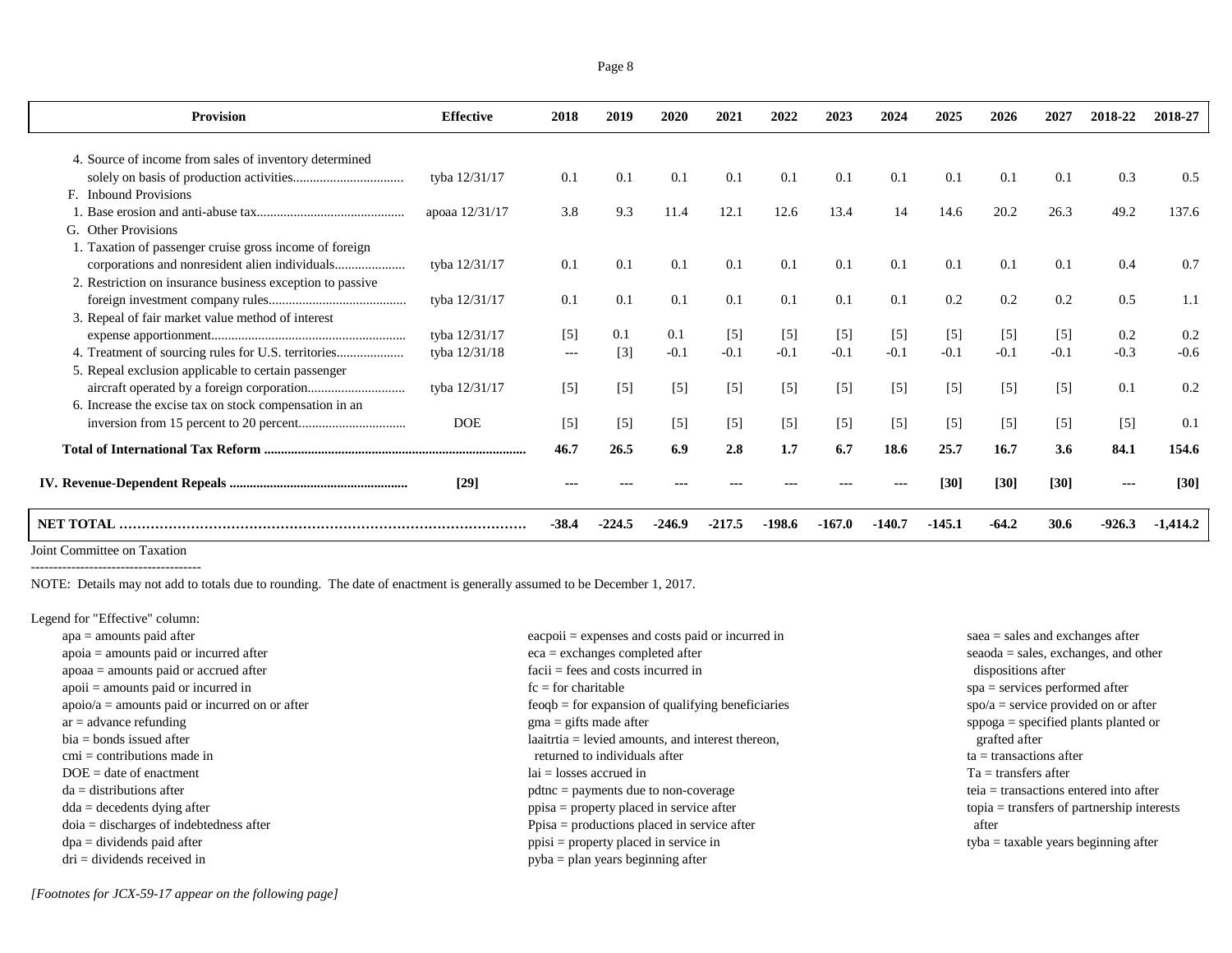| Provision | Effective | 2018 | 2019 | 2020 | 2021 | 2022 | 2023 | 2024 | 2025 | 2026 | 2027 | 2018-22 | 2018-27 |
|---|---|---|---|---|---|---|---|---|---|---|---|---|---|
| 4. Source of income from sales of inventory determined solely on basis of production activities................................ | tyba 12/31/17 | 0.1 | 0.1 | 0.1 | 0.1 | 0.1 | 0.1 | 0.1 | 0.1 | 0.1 | 0.1 | 0.3 | 0.5 |
| F. Inbound Provisions | | | | | | | | | | | | | |
| 1. Base erosion and anti-abuse tax........................................... | apoaa 12/31/17 | 3.8 | 9.3 | 11.4 | 12.1 | 12.6 | 13.4 | 14 | 14.6 | 20.2 | 26.3 | 49.2 | 137.6 |
| G. Other Provisions | | | | | | | | | | | | | |
| 1. Taxation of passenger cruise gross income of foreign corporations and nonresident alien individuals..................... | tyba 12/31/17 | 0.1 | 0.1 | 0.1 | 0.1 | 0.1 | 0.1 | 0.1 | 0.1 | 0.1 | 0.1 | 0.4 | 0.7 |
| 2. Restriction on insurance business exception to passive foreign investment company rules......................................... | tyba 12/31/17 | 0.1 | 0.1 | 0.1 | 0.1 | 0.1 | 0.1 | 0.1 | 0.2 | 0.2 | 0.2 | 0.5 | 1.1 |
| 3. Repeal of fair market value method of interest expense apportionment......................................................... | tyba 12/31/17 | [5] | 0.1 | 0.1 | [5] | [5] | [5] | [5] | [5] | [5] | [5] | 0.2 | 0.2 |
| 4. Treatment of sourcing rules for U.S. territories.................... | tyba 12/31/18 | --- | [3] | -0.1 | -0.1 | -0.1 | -0.1 | -0.1 | -0.1 | -0.1 | -0.1 | -0.3 | -0.6 |
| 5. Repeal exclusion applicable to certain passenger aircraft operated by a foreign corporation............................ | tyba 12/31/17 | [5] | [5] | [5] | [5] | [5] | [5] | [5] | [5] | [5] | [5] | 0.1 | 0.2 |
| 6. Increase the excise tax on stock compensation in an inversion from 15 percent to 20 percent................................ | DOE | [5] | [5] | [5] | [5] | [5] | [5] | [5] | [5] | [5] | [5] | [5] | 0.1 |
| **Total of International Tax Reform** ............................................................................. | | **46.7** | **26.5** | **6.9** | **2.8** | **1.7** | **6.7** | **18.6** | **25.7** | **16.7** | **3.6** | **84.1** | **154.6** |
| **IV. Revenue-Dependent Repeals** ..................................................... | **[29]** | **---** | **---** | **---** | **---** | **---** | **---** | **---** | **[30]** | **[30]** | **[30]** | **---** | **[30]** |
| **NET TOTAL** ........................................................................................ | | **-38.4** | **-224.5** | **-246.9** | **-217.5** | **-198.6** | **-167.0** | **-140.7** | **-145.1** | **-64.2** | **30.6** | **-926.3** | **-1,414.2** |

Joint Committee on Taxation

--------------------------------------

NOTE: Details may not add to totals due to rounding. The date of enactment is generally assumed to be December 1, 2017.

Legend for "Effective" column:

apa = amounts paid after
apoia = amounts paid or incurred after
apoaa = amounts paid or accrued after
apoii = amounts paid or incurred in
apoio/a = amounts paid or incurred on or after
ar = advance refunding
bia = bonds issued after
cmi = contributions made in
DOE = date of enactment
da = distributions after
dda = decedents dying after
doia = discharges of indebtedness after
dpa = dividends paid after
dri = dividends received in
eacpoii = expenses and costs paid or incurred in
eca = exchanges completed after
facii = fees and costs incurred in
fc = for charitable
feoqb = for expansion of qualifying beneficiaries
gma = gifts made after
laaitrtia = levied amounts, and interest thereon, returned to individuals after
lai = losses accrued in
pdtnc = payments due to non-coverage
ppisa = property placed in service after
Ppisa = productions placed in service after
ppisi = property placed in service in
pyba = plan years beginning after
saea = sales and exchanges after
seaoda = sales, exchanges, and other dispositions after
spa = services performed after
spo/a = service provided on or after
sppoga = specified plants planted or grafted after
ta = transactions after
Ta = transfers after
teia = transactions entered into after
topia = transfers of partnership interests after
tyba = taxable years beginning after

*[Footnotes for JCX-59-17 appear on the following page]*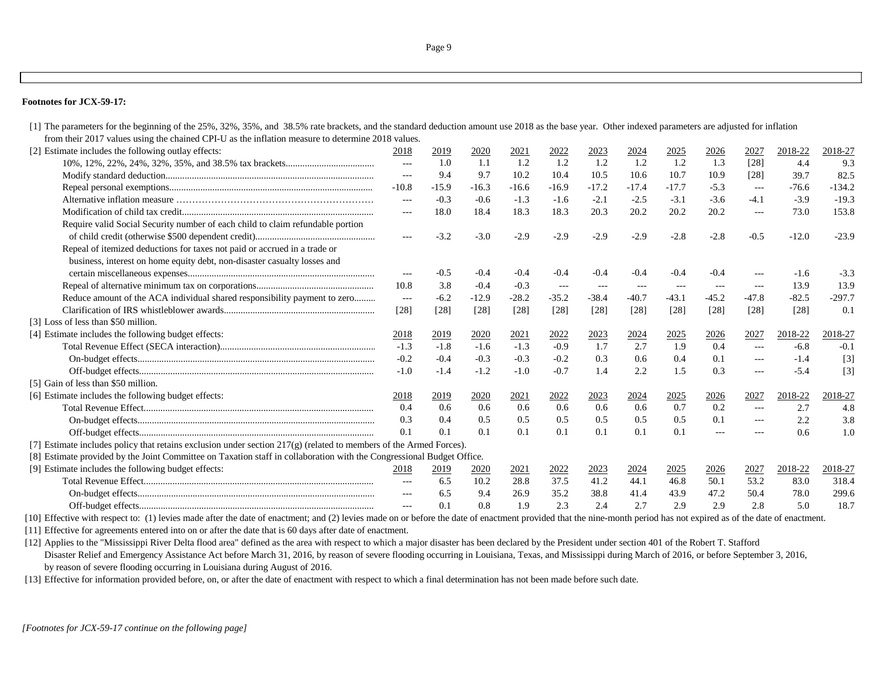**Footnotes for JCX-59-17:**

[1] The parameters for the beginning of the 25%, 32%, 35%, and 38.5% rate brackets, and the standard deduction amount use 2018 as the base year. Other indexed parameters are adjusted for inflation from their 2017 values using the chained CPI-U as the inflation measure to determine 2018 values.

[2] Estimate includes the following outlay effects:

| | 2018 | 2019 | 2020 | 2021 | 2022 | 2023 | 2024 | 2025 | 2026 | 2027 | 2018-22 | 2018-27 |
|---|---|---|---|---|---|---|---|---|---|---|---|---|
| 10%, 12%, 22%, 24%, 32%, 35%, and 38.5% tax brackets | --- | 1.0 | 1.1 | 1.2 | 1.2 | 1.2 | 1.2 | 1.2 | 1.3 | [28] | 4.4 | 9.3 |
| Modify standard deduction | --- | 9.4 | 9.7 | 10.2 | 10.4 | 10.5 | 10.6 | 10.7 | 10.9 | [28] | 39.7 | 82.5 |
| Repeal personal exemptions | -10.8 | -15.9 | -16.3 | -16.6 | -16.9 | -17.2 | -17.4 | -17.7 | -5.3 | --- | -76.6 | -134.2 |
| Alternative inflation measure | --- | -0.3 | -0.6 | -1.3 | -1.6 | -2.1 | -2.5 | -3.1 | -3.6 | -4.1 | -3.9 | -19.3 |
| Modification of child tax credit | --- | 18.0 | 18.4 | 18.3 | 18.3 | 20.3 | 20.2 | 20.2 | 20.2 | --- | 73.0 | 153.8 |
| Require valid Social Security number of each child to claim refundable portion of child credit (otherwise $500 dependent credit) | --- | -3.2 | -3.0 | -2.9 | -2.9 | -2.9 | -2.9 | -2.8 | -2.8 | -0.5 | -12.0 | -23.9 |
| Repeal of itemized deductions for taxes not paid or accrued in a trade or business, interest on home equity debt, non-disaster casualty losses and certain miscellaneous expenses | --- | -0.5 | -0.4 | -0.4 | -0.4 | -0.4 | -0.4 | -0.4 | -0.4 | --- | -1.6 | -3.3 |
| Repeal of alternative minimum tax on corporations | 10.8 | 3.8 | -0.4 | -0.3 | --- | --- | --- | --- | --- | --- | 13.9 | 13.9 |
| Reduce amount of the ACA individual shared responsibility payment to zero | --- | -6.2 | -12.9 | -28.2 | -35.2 | -38.4 | -40.7 | -43.1 | -45.2 | -47.8 | -82.5 | -297.7 |
| Clarification of IRS whistleblower awards | [28] | [28] | [28] | [28] | [28] | [28] | [28] | [28] | [28] | [28] | [28] | 0.1 |

[3] Loss of less than $50 million.

[4] Estimate includes the following budget effects:

| | 2018 | 2019 | 2020 | 2021 | 2022 | 2023 | 2024 | 2025 | 2026 | 2027 | 2018-22 | 2018-27 |
|---|---|---|---|---|---|---|---|---|---|---|---|---|
| Total Revenue Effect (SECA interaction) | -1.3 | -1.8 | -1.6 | -1.3 | -0.9 | 1.7 | 2.7 | 1.9 | 0.4 | --- | -6.8 | -0.1 |
| On-budget effects | -0.2 | -0.4 | -0.3 | -0.3 | -0.2 | 0.3 | 0.6 | 0.4 | 0.1 | --- | -1.4 | [3] |
| Off-budget effects | -1.0 | -1.4 | -1.2 | -1.0 | -0.7 | 1.4 | 2.2 | 1.5 | 0.3 | --- | -5.4 | [3] |

[5] Gain of less than $50 million.

[6] Estimate includes the following budget effects:

| | 2018 | 2019 | 2020 | 2021 | 2022 | 2023 | 2024 | 2025 | 2026 | 2027 | 2018-22 | 2018-27 |
|---|---|---|---|---|---|---|---|---|---|---|---|---|
| Total Revenue Effect | 0.4 | 0.6 | 0.6 | 0.6 | 0.6 | 0.6 | 0.6 | 0.7 | 0.2 | --- | 2.7 | 4.8 |
| On-budget effects | 0.3 | 0.4 | 0.5 | 0.5 | 0.5 | 0.5 | 0.5 | 0.5 | 0.1 | --- | 2.2 | 3.8 |
| Off-budget effects | 0.1 | 0.1 | 0.1 | 0.1 | 0.1 | 0.1 | 0.1 | 0.1 | --- | --- | 0.6 | 1.0 |

[7] Estimate includes policy that retains exclusion under section 217(g) (related to members of the Armed Forces).

[8] Estimate provided by the Joint Committee on Taxation staff in collaboration with the Congressional Budget Office.

[9] Estimate includes the following budget effects:

| | 2018 | 2019 | 2020 | 2021 | 2022 | 2023 | 2024 | 2025 | 2026 | 2027 | 2018-22 | 2018-27 |
|---|---|---|---|---|---|---|---|---|---|---|---|---|
| Total Revenue Effect | --- | 6.5 | 10.2 | 28.8 | 37.5 | 41.2 | 44.1 | 46.8 | 50.1 | 53.2 | 83.0 | 318.4 |
| On-budget effects | --- | 6.5 | 9.4 | 26.9 | 35.2 | 38.8 | 41.4 | 43.9 | 47.2 | 50.4 | 78.0 | 299.6 |
| Off-budget effects | --- | 0.1 | 0.8 | 1.9 | 2.3 | 2.4 | 2.7 | 2.9 | 2.9 | 2.8 | 5.0 | 18.7 |

[10] Effective with respect to: (1) levies made after the date of enactment; and (2) levies made on or before the date of enactment provided that the nine-month period has not expired as of the date of enactment.

[11] Effective for agreements entered into on or after the date that is 60 days after date of enactment.

[12] Applies to the "Mississippi River Delta flood area" defined as the area with respect to which a major disaster has been declared by the President under section 401 of the Robert T. Stafford Disaster Relief and Emergency Assistance Act before March 31, 2016, by reason of severe flooding occurring in Louisiana, Texas, and Mississippi during March of 2016, or before September 3, 2016, by reason of severe flooding occurring in Louisiana during August of 2016.

[13] Effective for information provided before, on, or after the date of enactment with respect to which a final determination has not been made before such date.

*[Footnotes for JCX-59-17 continue on the following page]*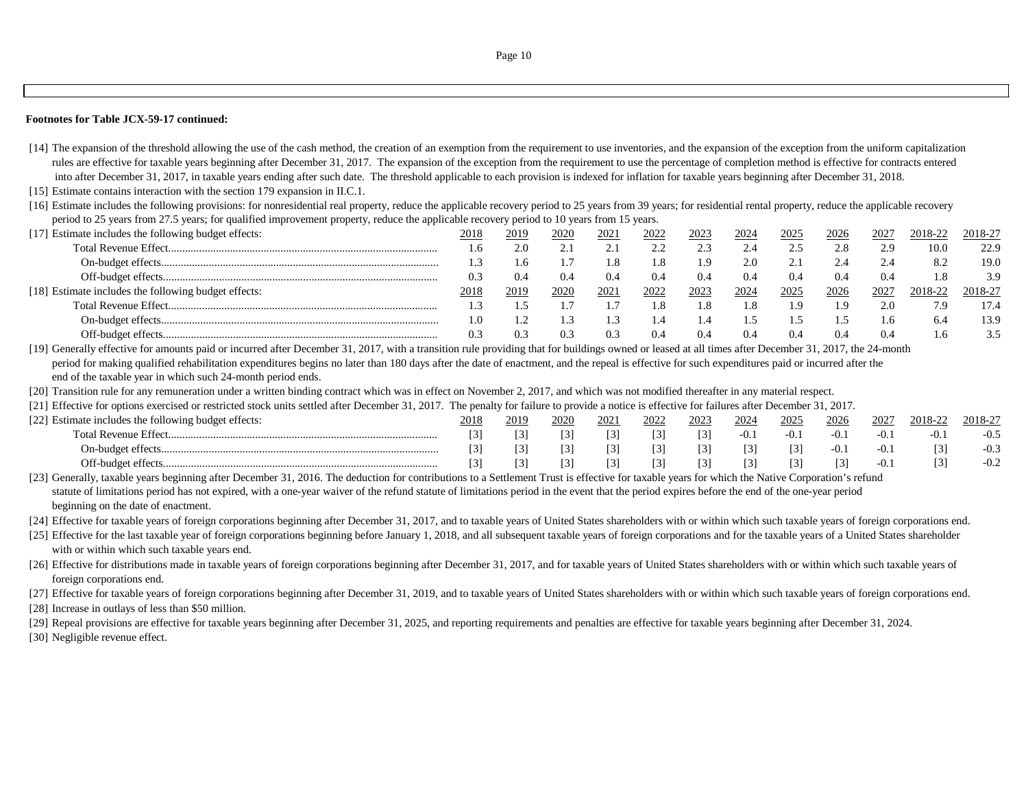**Footnotes for Table JCX-59-17 continued:**

[14] The expansion of the threshold allowing the use of the cash method, the creation of an exemption from the requirement to use inventories, and the expansion of the exception from the uniform capitalization rules are effective for taxable years beginning after December 31, 2017. The expansion of the exception from the requirement to use the percentage of completion method is effective for contracts entered into after December 31, 2017, in taxable years ending after such date. The threshold applicable to each provision is indexed for inflation for taxable years beginning after December 31, 2018.

[15] Estimate contains interaction with the section 179 expansion in II.C.1.

[16] Estimate includes the following provisions: for nonresidential real property, reduce the applicable recovery period to 25 years from 39 years; for residential rental property, reduce the applicable recovery period to 25 years from 27.5 years; for qualified improvement property, reduce the applicable recovery period to 10 years from 15 years.

[17] Estimate includes the following budget effects:

| | 2018 | 2019 | 2020 | 2021 | 2022 | 2023 | 2024 | 2025 | 2026 | 2027 | 2018-22 | 2018-27 |
|---|---|---|---|---|---|---|---|---|---|---|---|---|
| Total Revenue Effect | 1.6 | 2.0 | 2.1 | 2.1 | 2.2 | 2.3 | 2.4 | 2.5 | 2.8 | 2.9 | 10.0 | 22.9 |
| On-budget effects | 1.3 | 1.6 | 1.7 | 1.8 | 1.8 | 1.9 | 2.0 | 2.1 | 2.4 | 2.4 | 8.2 | 19.0 |
| Off-budget effects | 0.3 | 0.4 | 0.4 | 0.4 | 0.4 | 0.4 | 0.4 | 0.4 | 0.4 | 0.4 | 1.8 | 3.9 |

[18] Estimate includes the following budget effects:

| | 2018 | 2019 | 2020 | 2021 | 2022 | 2023 | 2024 | 2025 | 2026 | 2027 | 2018-22 | 2018-27 |
|---|---|---|---|---|---|---|---|---|---|---|---|---|
| Total Revenue Effect | 1.3 | 1.5 | 1.7 | 1.7 | 1.8 | 1.8 | 1.8 | 1.9 | 1.9 | 2.0 | 7.9 | 17.4 |
| On-budget effects | 1.0 | 1.2 | 1.3 | 1.3 | 1.4 | 1.4 | 1.5 | 1.5 | 1.5 | 1.6 | 6.4 | 13.9 |
| Off-budget effects | 0.3 | 0.3 | 0.3 | 0.3 | 0.4 | 0.4 | 0.4 | 0.4 | 0.4 | 0.4 | 1.6 | 3.5 |

[19] Generally effective for amounts paid or incurred after December 31, 2017, with a transition rule providing that for buildings owned or leased at all times after December 31, 2017, the 24-month period for making qualified rehabilitation expenditures begins no later than 180 days after the date of enactment, and the repeal is effective for such expenditures paid or incurred after the end of the taxable year in which such 24-month period ends.

[20] Transition rule for any remuneration under a written binding contract which was in effect on November 2, 2017, and which was not modified thereafter in any material respect.

[21] Effective for options exercised or restricted stock units settled after December 31, 2017. The penalty for failure to provide a notice is effective for failures after December 31, 2017.

[22] Estimate includes the following budget effects:

| | 2018 | 2019 | 2020 | 2021 | 2022 | 2023 | 2024 | 2025 | 2026 | 2027 | 2018-22 | 2018-27 |
|---|---|---|---|---|---|---|---|---|---|---|---|---|
| Total Revenue Effect | [3] | [3] | [3] | [3] | [3] | [3] | -0.1 | -0.1 | -0.1 | -0.1 | -0.1 | -0.5 |
| On-budget effects | [3] | [3] | [3] | [3] | [3] | [3] | [3] | [3] | -0.1 | -0.1 | [3] | -0.3 |
| Off-budget effects | [3] | [3] | [3] | [3] | [3] | [3] | [3] | [3] | [3] | -0.1 | [3] | -0.2 |

[23] Generally, taxable years beginning after December 31, 2016. The deduction for contributions to a Settlement Trust is effective for taxable years for which the Native Corporation's refund statute of limitations period has not expired, with a one-year waiver of the refund statute of limitations period in the event that the period expires before the end of the one-year period beginning on the date of enactment.

[24] Effective for taxable years of foreign corporations beginning after December 31, 2017, and to taxable years of United States shareholders with or within which such taxable years of foreign corporations end.

[25] Effective for the last taxable year of foreign corporations beginning before January 1, 2018, and all subsequent taxable years of foreign corporations and for the taxable years of a United States shareholder with or within which such taxable years end.

[26] Effective for distributions made in taxable years of foreign corporations beginning after December 31, 2017, and for taxable years of United States shareholders with or within which such taxable years of foreign corporations end.

[27] Effective for taxable years of foreign corporations beginning after December 31, 2019, and to taxable years of United States shareholders with or within which such taxable years of foreign corporations end.

[28] Increase in outlays of less than $50 million.

[29] Repeal provisions are effective for taxable years beginning after December 31, 2025, and reporting requirements and penalties are effective for taxable years beginning after December 31, 2024.

[30] Negligible revenue effect.